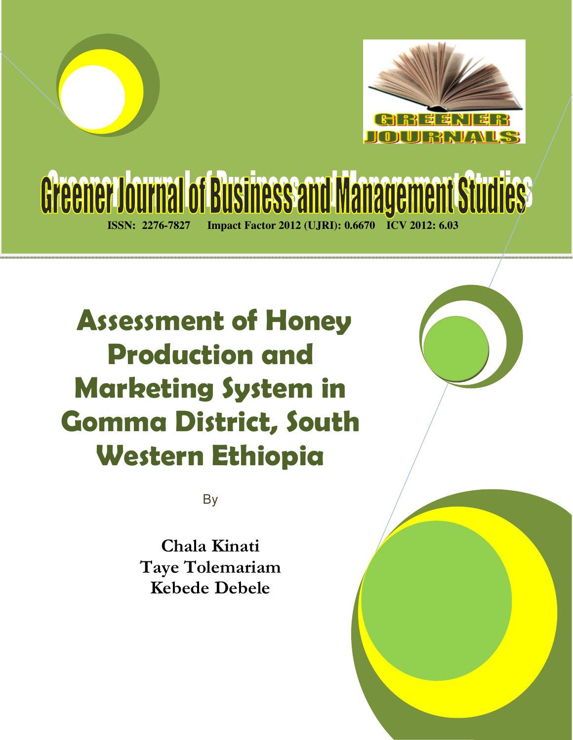# Greener Journal of Business and Management Studies

**ISSN: 2276-7827 Impact Factor 2012 (UJRI): 0.6670 ICV 2012: 6.03**

# Assessment of Honey Production and Marketing System in Gomma District, South Western Ethiopia

By

**Chala Kinati**
**Taye Tolemariam**
**Kebede Debele**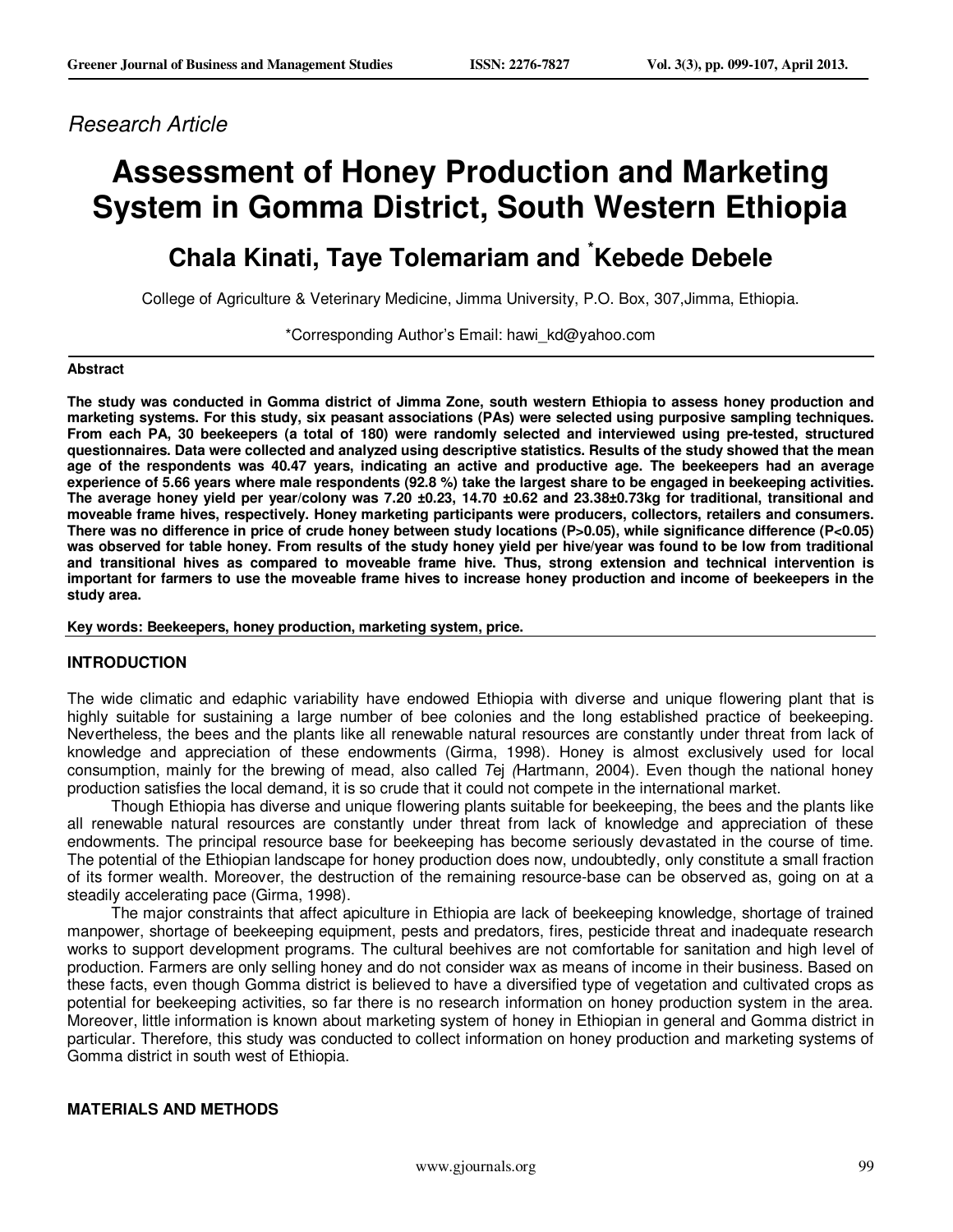*Research Article*

# Assessment of Honey Production and Marketing System in Gomma District, South Western Ethiopia

## Chala Kinati, Taye Tolemariam and *Kebede Debele

College of Agriculture & Veterinary Medicine, Jimma University, P.O. Box, 307,Jimma, Ethiopia.

*Corresponding Author's Email: hawi_kd@yahoo.com

**Abstract**

**The study was conducted in Gomma district of Jimma Zone, south western Ethiopia to assess honey production and marketing systems. For this study, six peasant associations (PAs) were selected using purposive sampling techniques. From each PA, 30 beekeepers (a total of 180) were randomly selected and interviewed using pre-tested, structured questionnaires. Data were collected and analyzed using descriptive statistics. Results of the study showed that the mean age of the respondents was 40.47 years, indicating an active and productive age. The beekeepers had an average experience of 5.66 years where male respondents (92.8 %) take the largest share to be engaged in beekeeping activities. The average honey yield per year/colony was 7.20 ±0.23, 14.70 ±0.62 and 23.38±0.73kg for traditional, transitional and moveable frame hives, respectively. Honey marketing participants were producers, collectors, retailers and consumers. There was no difference in price of crude honey between study locations (P>0.05), while significance difference (P<0.05) was observed for table honey. From results of the study honey yield per hive/year was found to be low from traditional and transitional hives as compared to moveable frame hive. Thus, strong extension and technical intervention is important for farmers to use the moveable frame hives to increase honey production and income of beekeepers in the study area.**

**Key words: Beekeepers, honey production, marketing system, price.**

## INTRODUCTION

The wide climatic and edaphic variability have endowed Ethiopia with diverse and unique flowering plant that is highly suitable for sustaining a large number of bee colonies and the long established practice of beekeeping. Nevertheless, the bees and the plants like all renewable natural resources are constantly under threat from lack of knowledge and appreciation of these endowments (Girma, 1998). Honey is almost exclusively used for local consumption, mainly for the brewing of mead, also called *Tej (*Hartmann, 2004). Even though the national honey production satisfies the local demand, it is so crude that it could not compete in the international market.

Though Ethiopia has diverse and unique flowering plants suitable for beekeeping, the bees and the plants like all renewable natural resources are constantly under threat from lack of knowledge and appreciation of these endowments. The principal resource base for beekeeping has become seriously devastated in the course of time. The potential of the Ethiopian landscape for honey production does now, undoubtedly, only constitute a small fraction of its former wealth. Moreover, the destruction of the remaining resource-base can be observed as, going on at a steadily accelerating pace (Girma, 1998).

The major constraints that affect apiculture in Ethiopia are lack of beekeeping knowledge, shortage of trained manpower, shortage of beekeeping equipment, pests and predators, fires, pesticide threat and inadequate research works to support development programs. The cultural beehives are not comfortable for sanitation and high level of production. Farmers are only selling honey and do not consider wax as means of income in their business. Based on these facts, even though Gomma district is believed to have a diversified type of vegetation and cultivated crops as potential for beekeeping activities, so far there is no research information on honey production system in the area. Moreover, little information is known about marketing system of honey in Ethiopian in general and Gomma district in particular. Therefore, this study was conducted to collect information on honey production and marketing systems of Gomma district in south west of Ethiopia.

## MATERIALS AND METHODS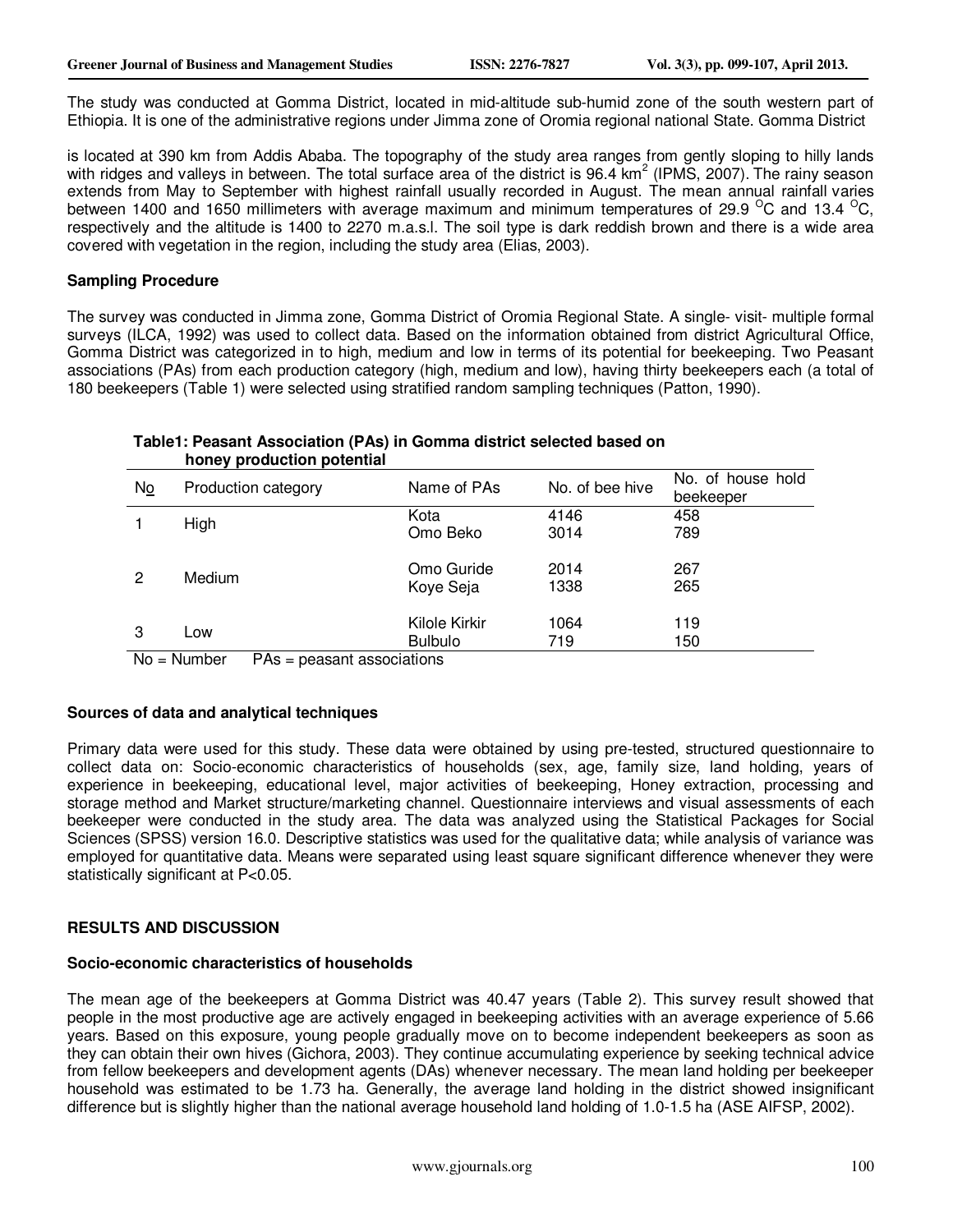The study was conducted at Gomma District, located in mid-altitude sub-humid zone of the south western part of Ethiopia. It is one of the administrative regions under Jimma zone of Oromia regional national State. Gomma District

is located at 390 km from Addis Ababa. The topography of the study area ranges from gently sloping to hilly lands with ridges and valleys in between. The total surface area of the district is 96.4 km$^2$ (IPMS, 2007). The rainy season extends from May to September with highest rainfall usually recorded in August. The mean annual rainfall varies between 1400 and 1650 millimeters with average maximum and minimum temperatures of 29.9 $^{O}$C and 13.4 $^{O}$C, respectively and the altitude is 1400 to 2270 m.a.s.l. The soil type is dark reddish brown and there is a wide area covered with vegetation in the region, including the study area (Elias, 2003).

### Sampling Procedure

The survey was conducted in Jimma zone, Gomma District of Oromia Regional State. A single- visit- multiple formal surveys (ILCA, 1992) was used to collect data. Based on the information obtained from district Agricultural Office, Gomma District was categorized in to high, medium and low in terms of its potential for beekeeping. Two Peasant associations (PAs) from each production category (high, medium and low), having thirty beekeepers each (a total of 180 beekeepers (Table 1) were selected using stratified random sampling techniques (Patton, 1990).

**Table1: Peasant Association (PAs) in Gomma district selected based on honey production potential**

| No | Production category | Name of PAs | No. of bee hive | No. of house hold beekeeper |
|---|---|---|---|---|
| 1 | High | Kota | 4146 | 458 |
| | | Omo Beko | 3014 | 789 |
| 2 | Medium | Omo Guride | 2014 | 267 |
| | | Koye Seja | 1338 | 265 |
| 3 | Low | Kilole Kirkir | 1064 | 119 |
| | | Bulbulo | 719 | 150 |

No = Number PAs = peasant associations

### Sources of data and analytical techniques

Primary data were used for this study. These data were obtained by using pre-tested, structured questionnaire to collect data on: Socio-economic characteristics of households (sex, age, family size, land holding, years of experience in beekeeping, educational level, major activities of beekeeping, Honey extraction, processing and storage method and Market structure/marketing channel. Questionnaire interviews and visual assessments of each beekeeper were conducted in the study area. The data was analyzed using the Statistical Packages for Social Sciences (SPSS) version 16.0. Descriptive statistics was used for the qualitative data; while analysis of variance was employed for quantitative data. Means were separated using least square significant difference whenever they were statistically significant at $P<0.05$.

## RESULTS AND DISCUSSION

### Socio-economic characteristics of households

The mean age of the beekeepers at Gomma District was 40.47 years (Table 2). This survey result showed that people in the most productive age are actively engaged in beekeeping activities with an average experience of 5.66 years. Based on this exposure, young people gradually move on to become independent beekeepers as soon as they can obtain their own hives (Gichora, 2003). They continue accumulating experience by seeking technical advice from fellow beekeepers and development agents (DAs) whenever necessary. The mean land holding per beekeeper household was estimated to be 1.73 ha. Generally, the average land holding in the district showed insignificant difference but is slightly higher than the national average household land holding of 1.0-1.5 ha (ASE AIFSP, 2002).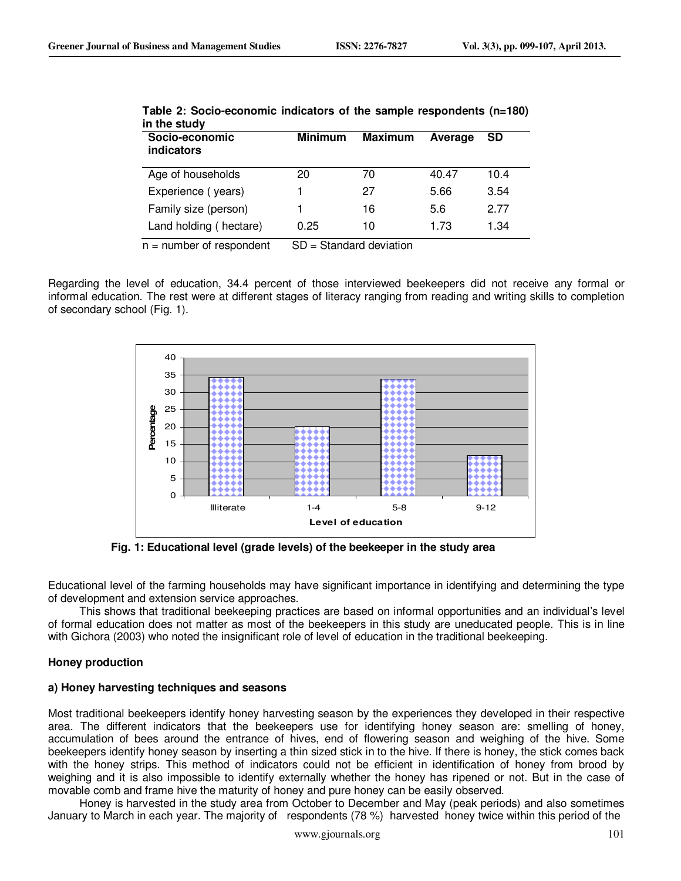**Table 2: Socio-economic indicators of the sample respondents (n=180) in the study**

| Socio-economic indicators | Minimum | Maximum | Average | SD |
|---|---|---|---|---|
| Age of households | 20 | 70 | 40.47 | 10.4 |
| Experience ( years) | 1 | 27 | 5.66 | 3.54 |
| Family size (person) | 1 | 16 | 5.6 | 2.77 |
| Land holding ( hectare) | 0.25 | 10 | 1.73 | 1.34 |

n = number of respondent SD = Standard deviation

Regarding the level of education, 34.4 percent of those interviewed beekeepers did not receive any formal or informal education. The rest were at different stages of literacy ranging from reading and writing skills to completion of secondary school (Fig. 1).

**Fig. 1: Educational level (grade levels) of the beekeeper in the study area**

Educational level of the farming households may have significant importance in identifying and determining the type of development and extension service approaches.

This shows that traditional beekeeping practices are based on informal opportunities and an individual's level of formal education does not matter as most of the beekeepers in this study are uneducated people. This is in line with Gichora (2003) who noted the insignificant role of level of education in the traditional beekeeping.

**Honey production**

**a) Honey harvesting techniques and seasons**

Most traditional beekeepers identify honey harvesting season by the experiences they developed in their respective area. The different indicators that the beekeepers use for identifying honey season are: smelling of honey, accumulation of bees around the entrance of hives, end of flowering season and weighing of the hive. Some beekeepers identify honey season by inserting a thin sized stick in to the hive. If there is honey, the stick comes back with the honey strips. This method of indicators could not be efficient in identification of honey from brood by weighing and it is also impossible to identify externally whether the honey has ripened or not. But in the case of movable comb and frame hive the maturity of honey and pure honey can be easily observed.

Honey is harvested in the study area from October to December and May (peak periods) and also sometimes January to March in each year. The majority of respondents (78 %) harvested honey twice within this period of the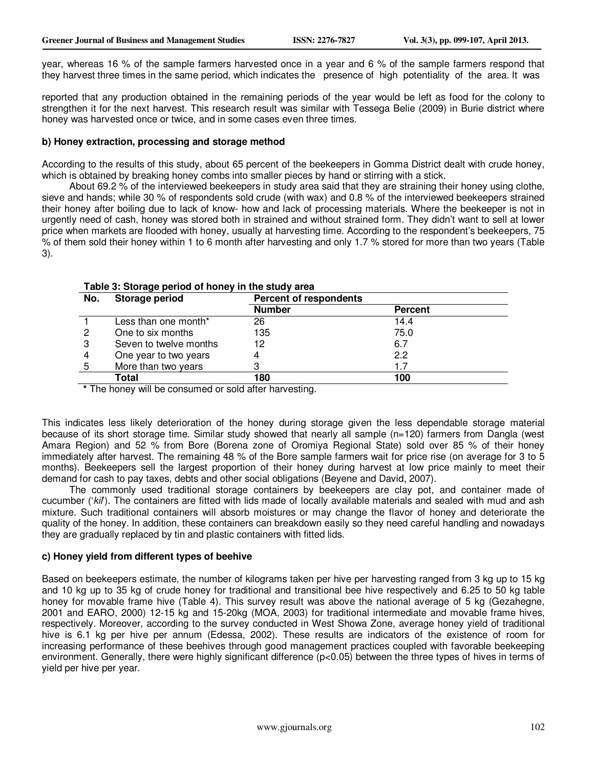year, whereas 16 % of the sample farmers harvested once in a year and 6 % of the sample farmers respond that they harvest three times in the same period, which indicates the presence of high potentiality of the area. It was

reported that any production obtained in the remaining periods of the year would be left as food for the colony to strengthen it for the next harvest. This research result was similar with Tessega Belie (2009) in Burie district where honey was harvested once or twice, and in some cases even three times.

**b) Honey extraction, processing and storage method**

According to the results of this study, about 65 percent of the beekeepers in Gomma District dealt with crude honey, which is obtained by breaking honey combs into smaller pieces by hand or stirring with a stick.

About 69.2 % of the interviewed beekeepers in study area said that they are straining their honey using clothe, sieve and hands; while 30 % of respondents sold crude (with wax) and 0.8 % of the interviewed beekeepers strained their honey after boiling due to lack of know- how and lack of processing materials. Where the beekeeper is not in urgently need of cash, honey was stored both in strained and without strained form. They didn't want to sell at lower price when markets are flooded with honey, usually at harvesting time. According to the respondent's beekeepers, 75 % of them sold their honey within 1 to 6 month after harvesting and only 1.7 % stored for more than two years (Table 3).

**Table 3: Storage period of honey in the study area**

| No. | Storage period | Percent of respondents | |
|---|---|---|---|
| | | **Number** | **Percent** |
| 1 | Less than one month* | 26 | 14.4 |
| 2 | One to six months | 135 | 75.0 |
| 3 | Seven to twelve months | 12 | 6.7 |
| 4 | One year to two years | 4 | 2.2 |
| 5 | More than two years | 3 | 1.7 |
| | **Total** | **180** | **100** |

**\*** The honey will be consumed or sold after harvesting.

This indicates less likely deterioration of the honey during storage given the less dependable storage material because of its short storage time. Similar study showed that nearly all sample (n=120) farmers from Dangla (west Amara Region) and 52 % from Bore (Borena zone of Oromiya Regional State) sold over 85 % of their honey immediately after harvest. The remaining 48 % of the Bore sample farmers wait for price rise (on average for 3 to 5 months). Beekeepers sell the largest proportion of their honey during harvest at low price mainly to meet their demand for cash to pay taxes, debts and other social obligations (Beyene and David, 2007).

The commonly used traditional storage containers by beekeepers are clay pot, and container made of cucumber ('*kil*'). The containers are fitted with lids made of locally available materials and sealed with mud and ash mixture. Such traditional containers will absorb moistures or may change the flavor of honey and deteriorate the quality of the honey. In addition, these containers can breakdown easily so they need careful handling and nowadays they are gradually replaced by tin and plastic containers with fitted lids.

**c) Honey yield from different types of beehive**

Based on beekeepers estimate, the number of kilograms taken per hive per harvesting ranged from 3 kg up to 15 kg and 10 kg up to 35 kg of crude honey for traditional and transitional bee hive respectively and 6.25 to 50 kg table honey for movable frame hive (Table 4). This survey result was above the national average of 5 kg (Gezahegne, 2001 and EARO, 2000) 12-15 kg and 15-20kg (MOA, 2003) for traditional intermediate and movable frame hives, respectively. Moreover, according to the survey conducted in West Showa Zone, average honey yield of traditional hive is 6.1 kg per hive per annum (Edessa, 2002). These results are indicators of the existence of room for increasing performance of these beehives through good management practices coupled with favorable beekeeping environment. Generally, there were highly significant difference ($p<0.05$) between the three types of hives in terms of yield per hive per year.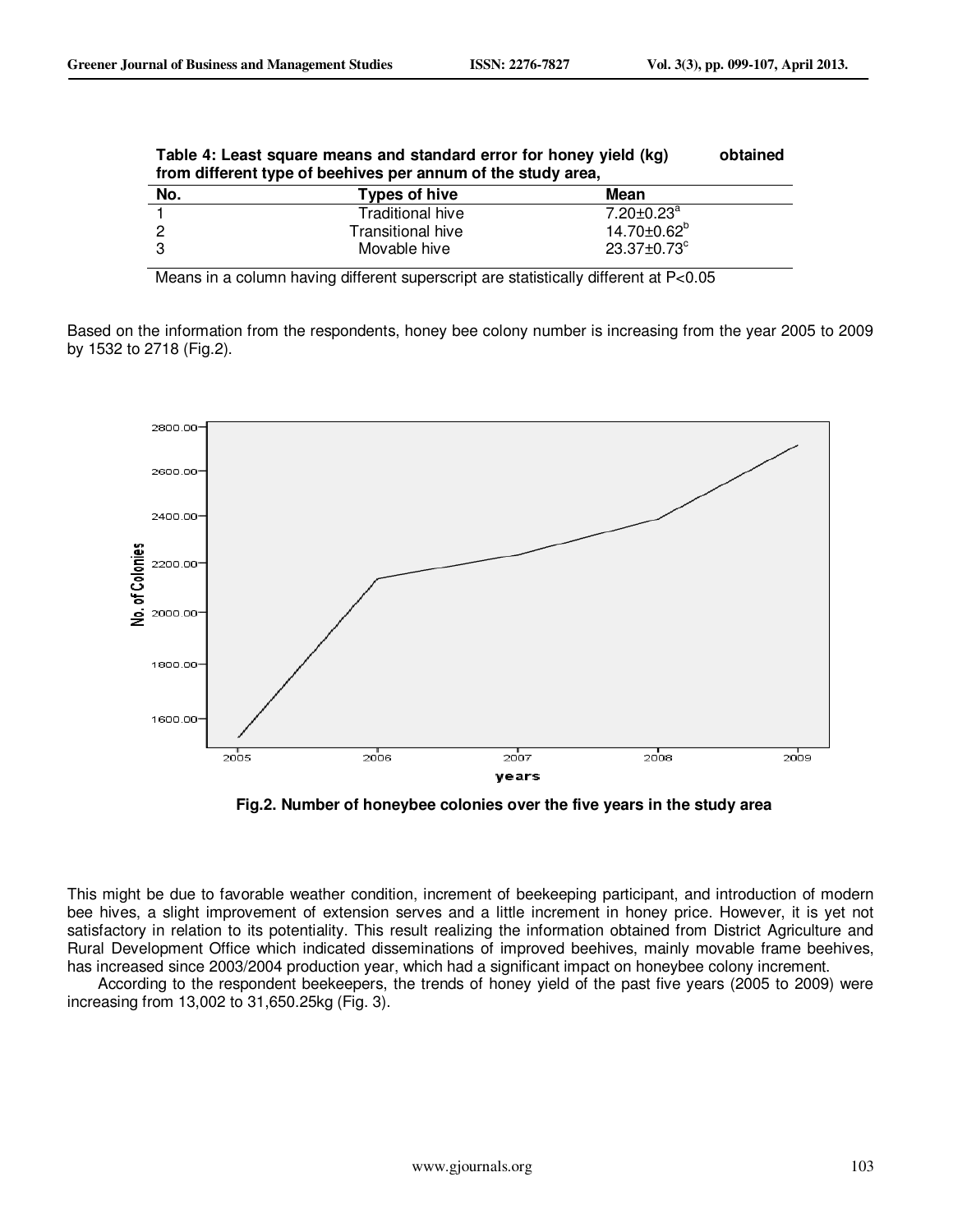**Table 4: Least square means and standard error for honey yield (kg) obtained from different type of beehives per annum of the study area,**

| No. | Types of hive | Mean |
|---|---|---|
| 1 | Traditional hive | $7.20\pm0.23^{a}$ |
| 2 | Transitional hive | $14.70\pm0.62^{b}$ |
| 3 | Movable hive | $23.37\pm0.73^{c}$ |

Means in a column having different superscript are statistically different at $P<0.05$

Based on the information from the respondents, honey bee colony number is increasing from the year 2005 to 2009 by 1532 to 2718 (Fig.2).

**Fig.2. Number of honeybee colonies over the five years in the study area**

This might be due to favorable weather condition, increment of beekeeping participant, and introduction of modern bee hives, a slight improvement of extension serves and a little increment in honey price. However, it is yet not satisfactory in relation to its potentiality. This result realizing the information obtained from District Agriculture and Rural Development Office which indicated disseminations of improved beehives, mainly movable frame beehives, has increased since 2003/2004 production year, which had a significant impact on honeybee colony increment.

According to the respondent beekeepers, the trends of honey yield of the past five years (2005 to 2009) were increasing from 13,002 to 31,650.25kg (Fig. 3).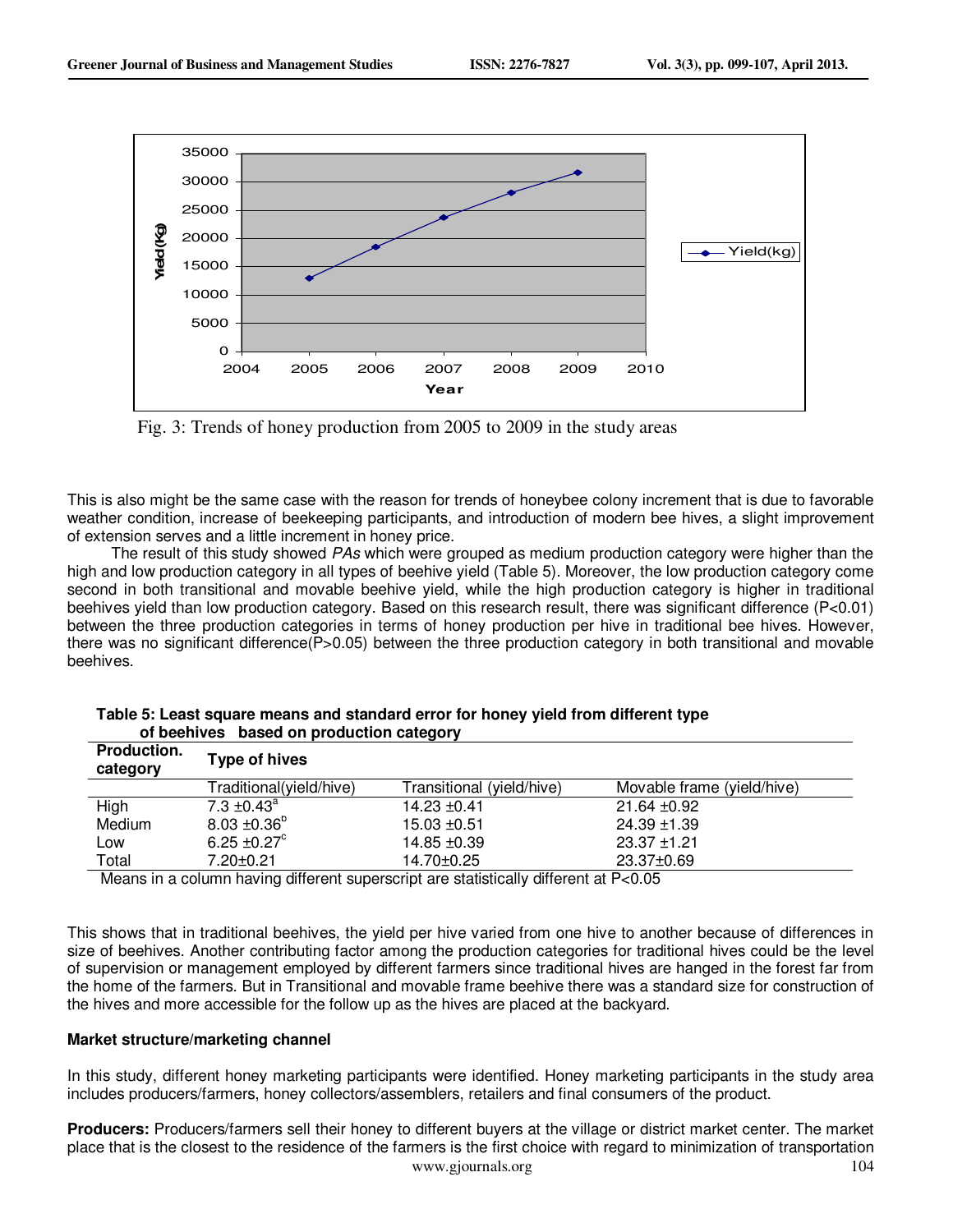Fig. 3: Trends of honey production from 2005 to 2009 in the study areas

This is also might be the same case with the reason for trends of honeybee colony increment that is due to favorable weather condition, increase of beekeeping participants, and introduction of modern bee hives, a slight improvement of extension serves and a little increment in honey price.

The result of this study showed *PAs* which were grouped as medium production category were higher than the high and low production category in all types of beehive yield (Table 5). Moreover, the low production category come second in both transitional and movable beehive yield, while the high production category is higher in traditional beehives yield than low production category. Based on this research result, there was significant difference (P<0.01) between the three production categories in terms of honey production per hive in traditional bee hives. However, there was no significant difference(P>0.05) between the three production category in both transitional and movable beehives.

**Table 5: Least square means and standard error for honey yield from different type of beehives based on production category**

| Production. category | Type of hives | | |
|---|---|---|---|
| | Traditional(yield/hive) | Transitional (yield/hive) | Movable frame (yield/hive) |
| High | 7.3 ±0.43[a] | 14.23 ±0.41 | 21.64 ±0.92 |
| Medium | 8.03 ±0.36[b] | 15.03 ±0.51 | 24.39 ±1.39 |
| Low | 6.25 ±0.27[c] | 14.85 ±0.39 | 23.37 ±1.21 |
| Total | 7.20±0.21 | 14.70±0.25 | 23.37±0.69 |

Means in a column having different superscript are statistically different at P<0.05

This shows that in traditional beehives, the yield per hive varied from one hive to another because of differences in size of beehives. Another contributing factor among the production categories for traditional hives could be the level of supervision or management employed by different farmers since traditional hives are hanged in the forest far from the home of the farmers. But in Transitional and movable frame beehive there was a standard size for construction of the hives and more accessible for the follow up as the hives are placed at the backyard.

**Market structure/marketing channel**

In this study, different honey marketing participants were identified. Honey marketing participants in the study area includes producers/farmers, honey collectors/assemblers, retailers and final consumers of the product.

**Producers:** Producers/farmers sell their honey to different buyers at the village or district market center. The market place that is the closest to the residence of the farmers is the first choice with regard to minimization of transportation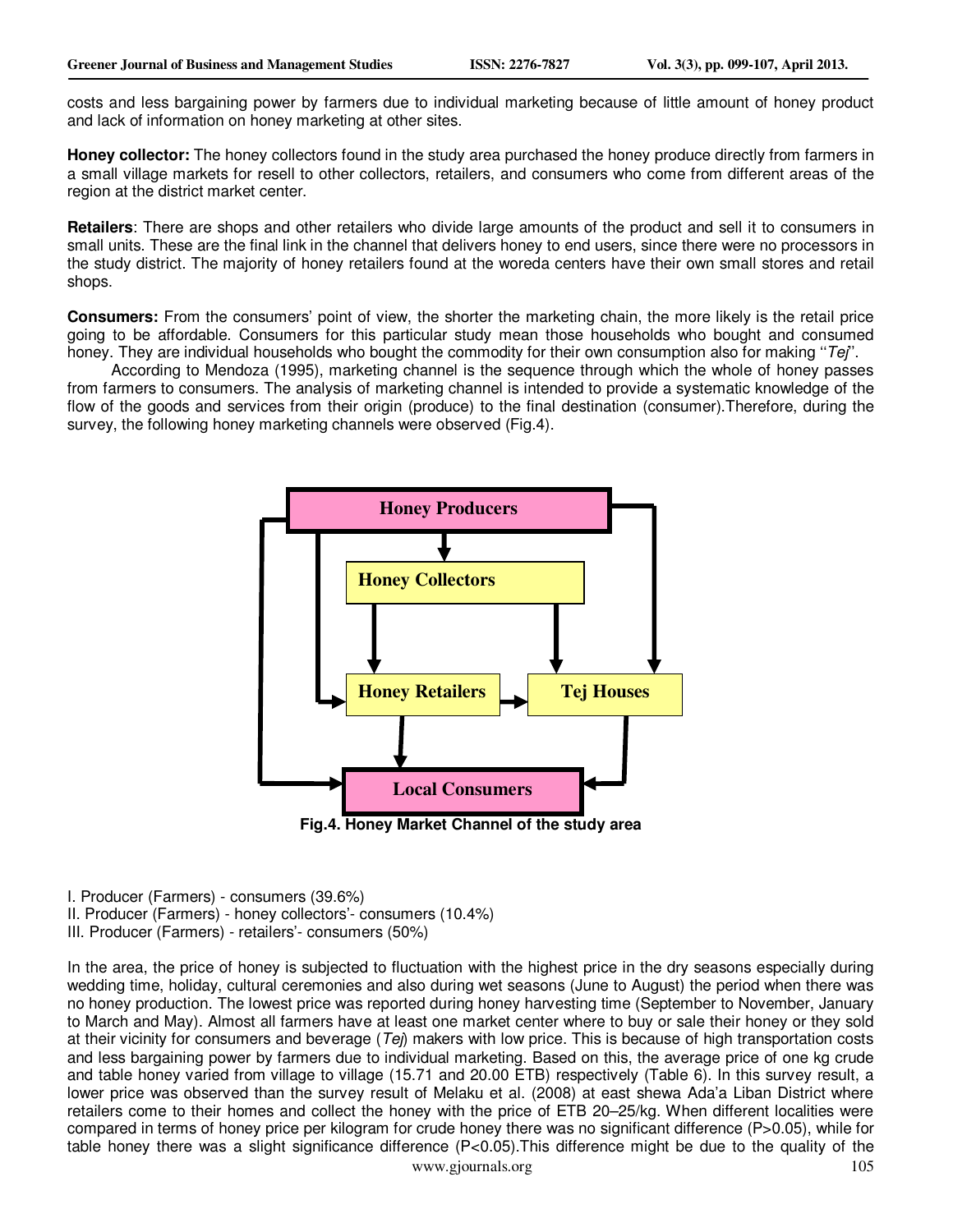costs and less bargaining power by farmers due to individual marketing because of little amount of honey product and lack of information on honey marketing at other sites.

**Honey collector:** The honey collectors found in the study area purchased the honey produce directly from farmers in a small village markets for resell to other collectors, retailers, and consumers who come from different areas of the region at the district market center.

**Retailers**: There are shops and other retailers who divide large amounts of the product and sell it to consumers in small units. These are the final link in the channel that delivers honey to end users, since there were no processors in the study district. The majority of honey retailers found at the woreda centers have their own small stores and retail shops.

**Consumers:** From the consumers' point of view, the shorter the marketing chain, the more likely is the retail price going to be affordable. Consumers for this particular study mean those households who bought and consumed honey. They are individual households who bought the commodity for their own consumption also for making ''*Tej*''.

According to Mendoza (1995), marketing channel is the sequence through which the whole of honey passes from farmers to consumers. The analysis of marketing channel is intended to provide a systematic knowledge of the flow of the goods and services from their origin (produce) to the final destination (consumer).Therefore, during the survey, the following honey marketing channels were observed (Fig.4).

Honey Producers → Honey Collectors; Honey Producers → Honey Retailers; Honey Producers → Tej Houses; Honey Producers → Local Consumers; Honey Collectors → Honey Retailers; Honey Collectors → Tej Houses; Honey Retailers → Tej Houses; Honey Retailers → Local Consumers; Tej Houses → Local Consumers

**Fig.4. Honey Market Channel of the study area**

I. Producer (Farmers) - consumers (39.6%)
II. Producer (Farmers) - honey collectors'- consumers (10.4%)
III. Producer (Farmers) - retailers'- consumers (50%)

In the area, the price of honey is subjected to fluctuation with the highest price in the dry seasons especially during wedding time, holiday, cultural ceremonies and also during wet seasons (June to August) the period when there was no honey production. The lowest price was reported during honey harvesting time (September to November, January to March and May). Almost all farmers have at least one market center where to buy or sale their honey or they sold at their vicinity for consumers and beverage (*Tej*) makers with low price. This is because of high transportation costs and less bargaining power by farmers due to individual marketing. Based on this, the average price of one kg crude and table honey varied from village to village (15.71 and 20.00 ETB) respectively (Table 6). In this survey result, a lower price was observed than the survey result of Melaku et al. (2008) at east shewa Ada'a Liban District where retailers come to their homes and collect the honey with the price of ETB 20–25/kg. When different localities were compared in terms of honey price per kilogram for crude honey there was no significant difference ($P>0.05$), while for table honey there was a slight significance difference ($P<0.05$).This difference might be due to the quality of the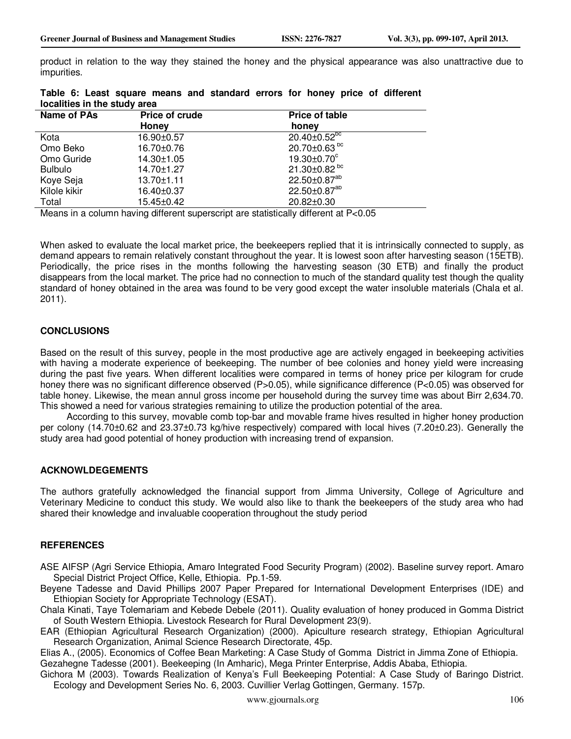product in relation to the way they stained the honey and the physical appearance was also unattractive due to impurities.

**Table 6: Least square means and standard errors for honey price of different localities in the study area**

| Name of PAs | Price of crude Honey | Price of table honey |
|---|---|---|
| Kota | 16.90±0.57 | 20.40±0.52$^{bc}$ |
| Omo Beko | 16.70±0.76 | 20.70±0.63$^{bc}$ |
| Omo Guride | 14.30±1.05 | 19.30±0.70$^{c}$ |
| Bulbulo | 14.70±1.27 | 21.30±0.82$^{bc}$ |
| Koye Seja | 13.70±1.11 | 22.50±0.87$^{ab}$ |
| Kilole kikir | 16.40±0.37 | 22.50±0.87$^{ab}$ |
| Total | 15.45±0.42 | 20.82±0.30 |

Means in a column having different superscript are statistically different at $P<0.05$

When asked to evaluate the local market price, the beekeepers replied that it is intrinsically connected to supply, as demand appears to remain relatively constant throughout the year. It is lowest soon after harvesting season (15ETB). Periodically, the price rises in the months following the harvesting season (30 ETB) and finally the product disappears from the local market. The price had no connection to much of the standard quality test though the quality standard of honey obtained in the area was found to be very good except the water insoluble materials (Chala et al. 2011).

## CONCLUSIONS

Based on the result of this survey, people in the most productive age are actively engaged in beekeeping activities with having a moderate experience of beekeeping. The number of bee colonies and honey yield were increasing during the past five years. When different localities were compared in terms of honey price per kilogram for crude honey there was no significant difference observed ($P>0.05$), while significance difference ($P<0.05$) was observed for table honey. Likewise, the mean annul gross income per household during the survey time was about Birr 2,634.70. This showed a need for various strategies remaining to utilize the production potential of the area.

According to this survey, movable comb top-bar and movable frame hives resulted in higher honey production per colony (14.70±0.62 and 23.37±0.73 kg/hive respectively) compared with local hives (7.20±0.23). Generally the study area had good potential of honey production with increasing trend of expansion.

## ACKNOWLDEGEMENTS

The authors gratefully acknowledged the financial support from Jimma University, College of Agriculture and Veterinary Medicine to conduct this study. We would also like to thank the beekeepers of the study area who had shared their knowledge and invaluable cooperation throughout the study period

## REFERENCES

ASE AIFSP (Agri Service Ethiopia, Amaro Integrated Food Security Program) (2002). Baseline survey report. Amaro Special District Project Office, Kelle, Ethiopia. Pp.1-59.

Beyene Tadesse and David Phillips 2007 Paper Prepared for International Development Enterprises (IDE) and Ethiopian Society for Appropriate Technology (ESAT).

Chala Kinati, Taye Tolemariam and Kebede Debele (2011). Quality evaluation of honey produced in Gomma District of South Western Ethiopia. Livestock Research for Rural Development 23(9).

EAR (Ethiopian Agricultural Research Organization) (2000). Apiculture research strategy, Ethiopian Agricultural Research Organization, Animal Science Research Directorate, 45p.

Elias A., (2005). Economics of Coffee Bean Marketing: A Case Study of Gomma District in Jimma Zone of Ethiopia.

Gezahegne Tadesse (2001). Beekeeping (In Amharic), Mega Printer Enterprise, Addis Ababa, Ethiopia.

Gichora M (2003). Towards Realization of Kenya's Full Beekeeping Potential: A Case Study of Baringo District. Ecology and Development Series No. 6, 2003. Cuvillier Verlag Gottingen, Germany. 157p.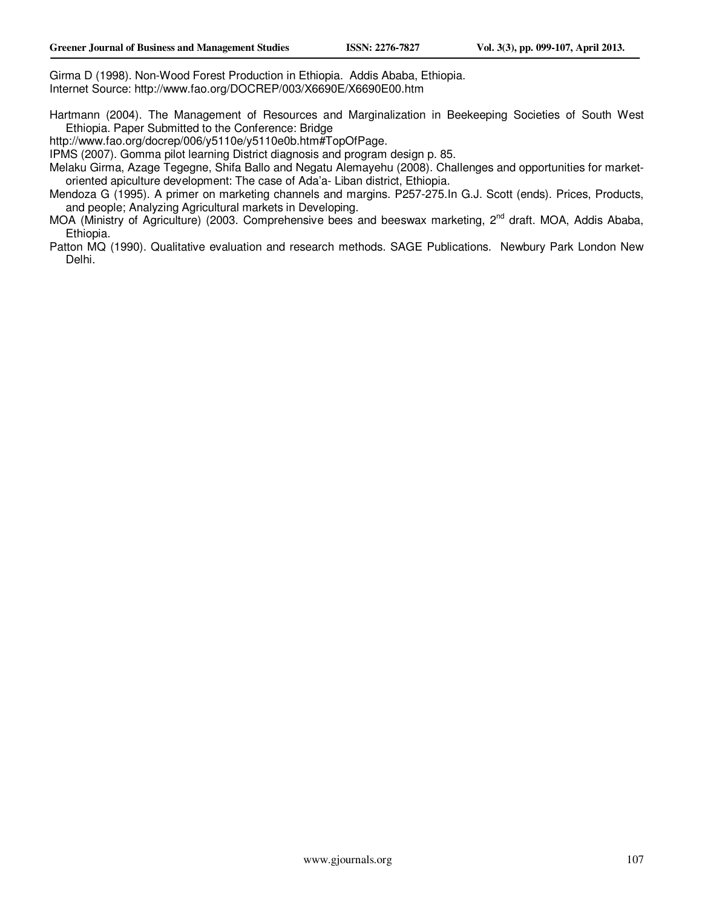Girma D (1998). Non-Wood Forest Production in Ethiopia. Addis Ababa, Ethiopia.
Internet Source: http://www.fao.org/DOCREP/003/X6690E/X6690E00.htm

Hartmann (2004). The Management of Resources and Marginalization in Beekeeping Societies of South West Ethiopia. Paper Submitted to the Conference: Bridge

http://www.fao.org/docrep/006/y5110e/y5110e0b.htm#TopOfPage.

IPMS (2007). Gomma pilot learning District diagnosis and program design p. 85.

Melaku Girma, Azage Tegegne, Shifa Ballo and Negatu Alemayehu (2008). Challenges and opportunities for market-oriented apiculture development: The case of Ada'a- Liban district, Ethiopia.

Mendoza G (1995). A primer on marketing channels and margins. P257-275.In G.J. Scott (ends). Prices, Products, and people; Analyzing Agricultural markets in Developing.

MOA (Ministry of Agriculture) (2003. Comprehensive bees and beeswax marketing, 2nd draft. MOA, Addis Ababa, Ethiopia.

Patton MQ (1990). Qualitative evaluation and research methods. SAGE Publications. Newbury Park London New Delhi.